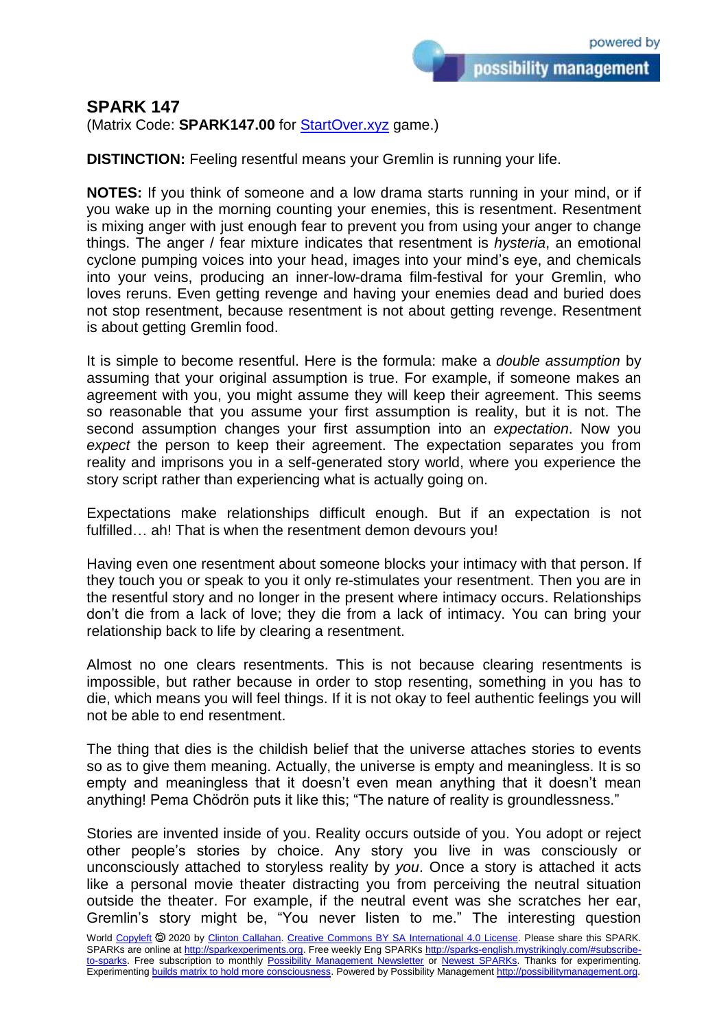## SPARK 147

(Matrix Code: **SPARK147.00** for [StartOver.xyz](StartOver.xyz) game.)

**DISTINCTION:** Feeling resentful means your Gremlin is running your life.

**NOTES:** If you think of someone and a low drama starts running in your mind, or if you wake up in the morning counting your enemies, this is resentment. Resentment is mixing anger with just enough fear to prevent you from using your anger to change things. The anger / fear mixture indicates that resentment is *hysteria*, an emotional cyclone pumping voices into your head, images into your mind's eye, and chemicals into your veins, producing an inner-low-drama film-festival for your Gremlin, who loves reruns. Even getting revenge and having your enemies dead and buried does not stop resentment, because resentment is not about getting revenge. Resentment is about getting Gremlin food.

It is simple to become resentful. Here is the formula: make a *double assumption* by assuming that your original assumption is true. For example, if someone makes an agreement with you, you might assume they will keep their agreement. This seems so reasonable that you assume your first assumption is reality, but it is not. The second assumption changes your first assumption into an *expectation*. Now you *expect* the person to keep their agreement. The expectation separates you from reality and imprisons you in a self-generated story world, where you experience the story script rather than experiencing what is actually going on.

Expectations make relationships difficult enough. But if an expectation is not fulfilled… ah! That is when the resentment demon devours you!

Having even one resentment about someone blocks your intimacy with that person. If they touch you or speak to you it only re-stimulates your resentment. Then you are in the resentful story and no longer in the present where intimacy occurs. Relationships don't die from a lack of love; they die from a lack of intimacy. You can bring your relationship back to life by clearing a resentment.

Almost no one clears resentments. This is not because clearing resentments is impossible, but rather because in order to stop resenting, something in you has to die, which means you will feel things. If it is not okay to feel authentic feelings you will not be able to end resentment.

The thing that dies is the childish belief that the universe attaches stories to events so as to give them meaning. Actually, the universe is empty and meaningless. It is so empty and meaningless that it doesn't even mean anything that it doesn't mean anything! Pema Chödrön puts it like this; "The nature of reality is groundlessness."

Stories are invented inside of you. Reality occurs outside of you. You adopt or reject other people's stories by choice. Any story you live in was consciously or unconsciously attached to storyless reality by *you*. Once a story is attached it acts like a personal movie theater distracting you from perceiving the neutral situation outside the theater. For example, if the neutral event was she scratches her ear, Gremlin's story might be, "You never listen to me." The interesting question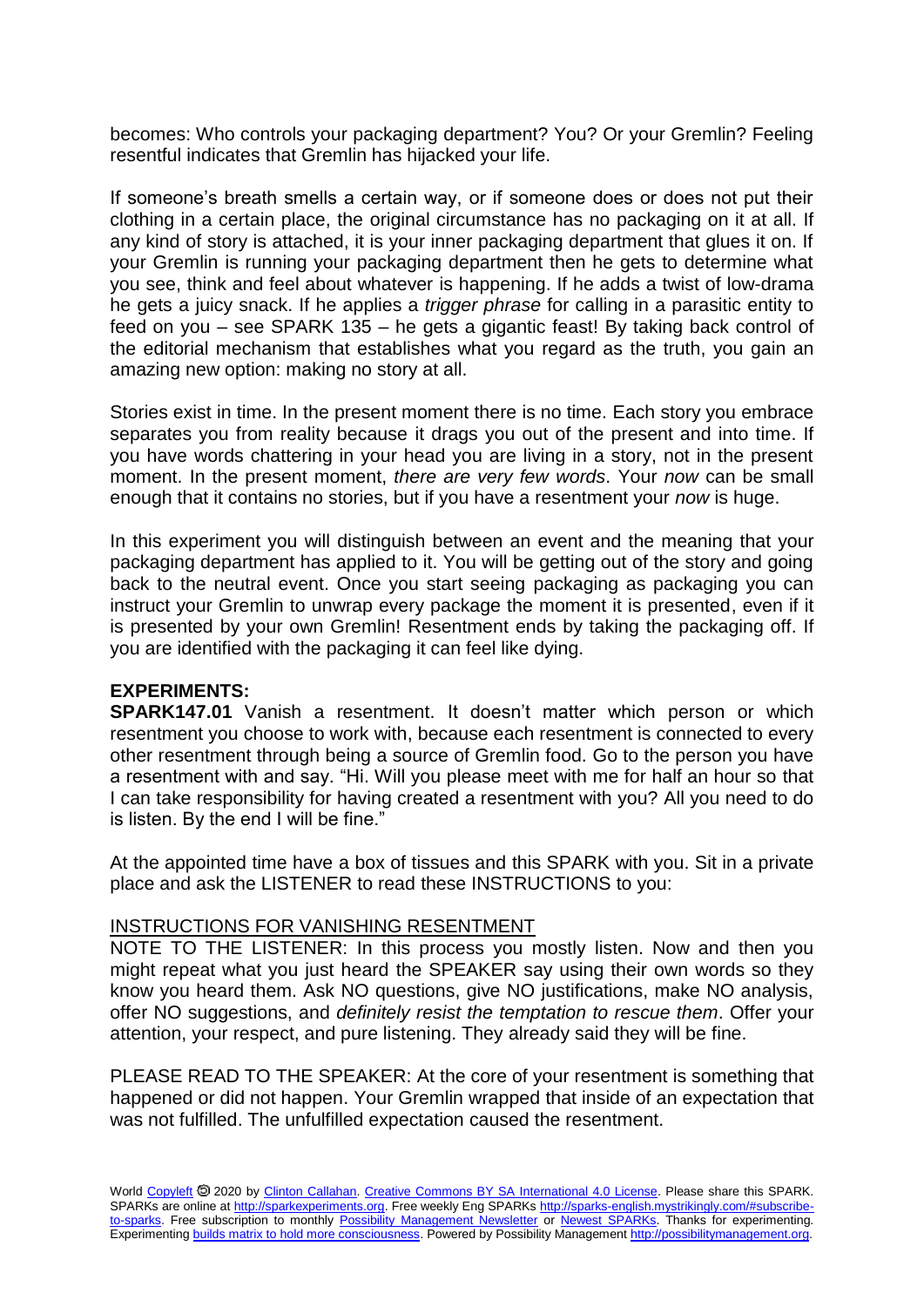becomes: Who controls your packaging department? You? Or your Gremlin? Feeling resentful indicates that Gremlin has hijacked your life.

If someone's breath smells a certain way, or if someone does or does not put their clothing in a certain place, the original circumstance has no packaging on it at all. If any kind of story is attached, it is your inner packaging department that glues it on. If your Gremlin is running your packaging department then he gets to determine what you see, think and feel about whatever is happening. If he adds a twist of low-drama he gets a juicy snack. If he applies a *trigger phrase* for calling in a parasitic entity to feed on you – see SPARK 135 – he gets a gigantic feast! By taking back control of the editorial mechanism that establishes what you regard as the truth, you gain an amazing new option: making no story at all.

Stories exist in time. In the present moment there is no time. Each story you embrace separates you from reality because it drags you out of the present and into time. If you have words chattering in your head you are living in a story, not in the present moment. In the present moment, *there are very few words*. Your *now* can be small enough that it contains no stories, but if you have a resentment your *now* is huge.

In this experiment you will distinguish between an event and the meaning that your packaging department has applied to it. You will be getting out of the story and going back to the neutral event. Once you start seeing packaging as packaging you can instruct your Gremlin to unwrap every package the moment it is presented, even if it is presented by your own Gremlin! Resentment ends by taking the packaging off. If you are identified with the packaging it can feel like dying.

**EXPERIMENTS:**

**SPARK147.01** Vanish a resentment. It doesn't matter which person or which resentment you choose to work with, because each resentment is connected to every other resentment through being a source of Gremlin food. Go to the person you have a resentment with and say. "Hi. Will you please meet with me for half an hour so that I can take responsibility for having created a resentment with you? All you need to do is listen. By the end I will be fine."

At the appointed time have a box of tissues and this SPARK with you. Sit in a private place and ask the LISTENER to read these INSTRUCTIONS to you:

<u>INSTRUCTIONS FOR VANISHING RESENTMENT</u>

NOTE TO THE LISTENER: In this process you mostly listen. Now and then you might repeat what you just heard the SPEAKER say using their own words so they know you heard them. Ask NO questions, give NO justifications, make NO analysis, offer NO suggestions, and *definitely resist the temptation to rescue them*. Offer your attention, your respect, and pure listening. They already said they will be fine.

PLEASE READ TO THE SPEAKER: At the core of your resentment is something that happened or did not happen. Your Gremlin wrapped that inside of an expectation that was not fulfilled. The unfulfilled expectation caused the resentment.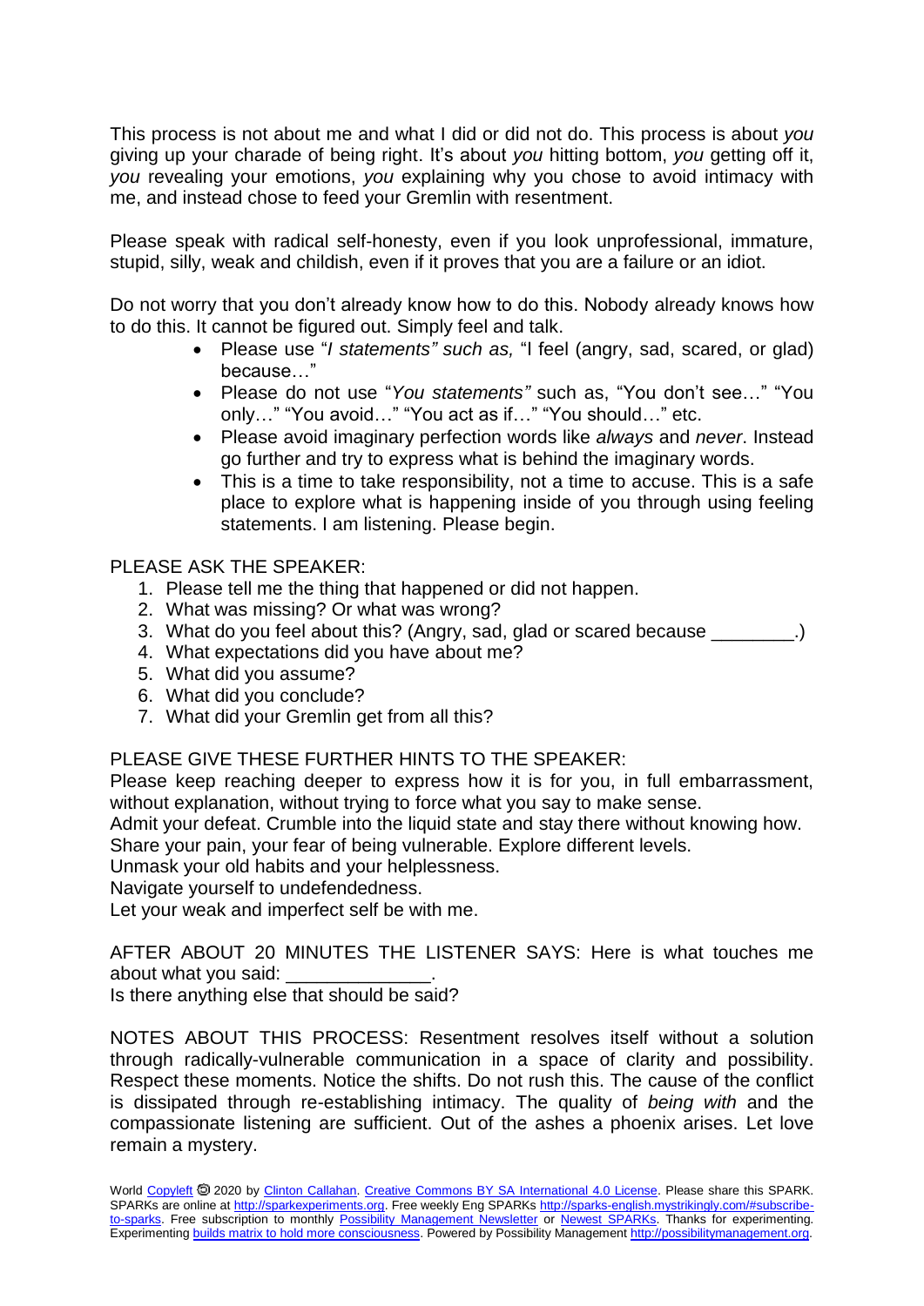This process is not about me and what I did or did not do. This process is about *you* giving up your charade of being right. It's about *you* hitting bottom, *you* getting off it, *you* revealing your emotions, *you* explaining why you chose to avoid intimacy with me, and instead chose to feed your Gremlin with resentment.

Please speak with radical self-honesty, even if you look unprofessional, immature, stupid, silly, weak and childish, even if it proves that you are a failure or an idiot.

Do not worry that you don't already know how to do this. Nobody already knows how to do this. It cannot be figured out. Simply feel and talk.

- Please use "*I statements" such as,* "I feel (angry, sad, scared, or glad) because…"
- Please do not use "*You statements"* such as, "You don't see…" "You only…" "You avoid…" "You act as if…" "You should…" etc.
- Please avoid imaginary perfection words like *always* and *never*. Instead go further and try to express what is behind the imaginary words.
- This is a time to take responsibility, not a time to accuse. This is a safe place to explore what is happening inside of you through using feeling statements. I am listening. Please begin.

PLEASE ASK THE SPEAKER:

1. Please tell me the thing that happened or did not happen.
2. What was missing? Or what was wrong?
3. What do you feel about this? (Angry, sad, glad or scared because ________.)
4. What expectations did you have about me?
5. What did you assume?
6. What did you conclude?
7. What did your Gremlin get from all this?

PLEASE GIVE THESE FURTHER HINTS TO THE SPEAKER:
Please keep reaching deeper to express how it is for you, in full embarrassment, without explanation, without trying to force what you say to make sense.
Admit your defeat. Crumble into the liquid state and stay there without knowing how.
Share your pain, your fear of being vulnerable. Explore different levels.
Unmask your old habits and your helplessness.
Navigate yourself to undefendedness.
Let your weak and imperfect self be with me.

AFTER ABOUT 20 MINUTES THE LISTENER SAYS: Here is what touches me about what you said: ______________.
Is there anything else that should be said?

NOTES ABOUT THIS PROCESS: Resentment resolves itself without a solution through radically-vulnerable communication in a space of clarity and possibility. Respect these moments. Notice the shifts. Do not rush this. The cause of the conflict is dissipated through re-establishing intimacy. The quality of *being with* and the compassionate listening are sufficient. Out of the ashes a phoenix arises. Let love remain a mystery.

World Copyleft 🄯 2020 by Clinton Callahan. Creative Commons BY SA International 4.0 License. Please share this SPARK. SPARKs are online at http://sparkexperiments.org. Free weekly Eng SPARKs http://sparks-english.mystrikingly.com/#subscribe-to-sparks. Free subscription to monthly Possibility Management Newsletter or Newest SPARKs. Thanks for experimenting. Experimenting builds matrix to hold more consciousness. Powered by Possibility Management http://possibilitymanagement.org.